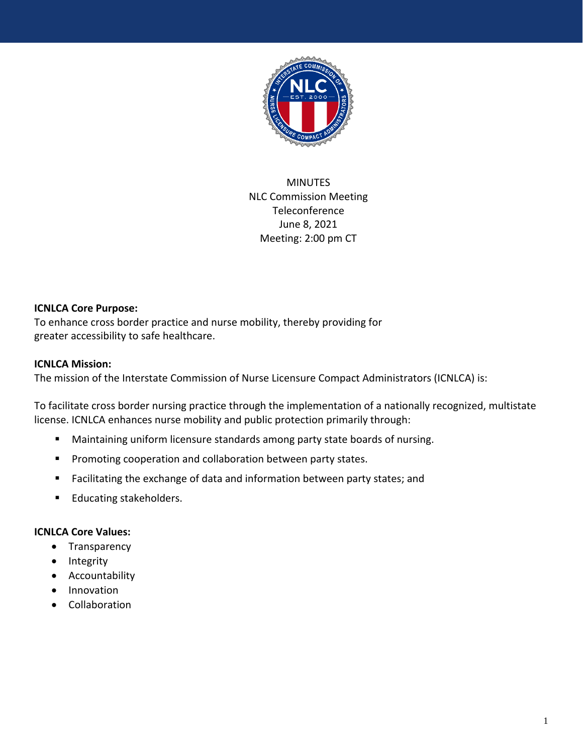MINUTES

NLC Commission Meeting

Teleconference

June 8, 2021

Meeting: 2:00 pm CT

**ICNLCA Core Purpose:**

To enhance cross border practice and nurse mobility, thereby providing for greater accessibility to safe healthcare.

**ICNLCA Mission:**

The mission of the Interstate Commission of Nurse Licensure Compact Administrators (ICNLCA) is:

To facilitate cross border nursing practice through the implementation of a nationally recognized, multistate license. ICNLCA enhances nurse mobility and public protection primarily through:

- Maintaining uniform licensure standards among party state boards of nursing.
- Promoting cooperation and collaboration between party states.
- Facilitating the exchange of data and information between party states; and
- Educating stakeholders.

**ICNLCA Core Values:**

- Transparency
- Integrity
- Accountability
- Innovation
- Collaboration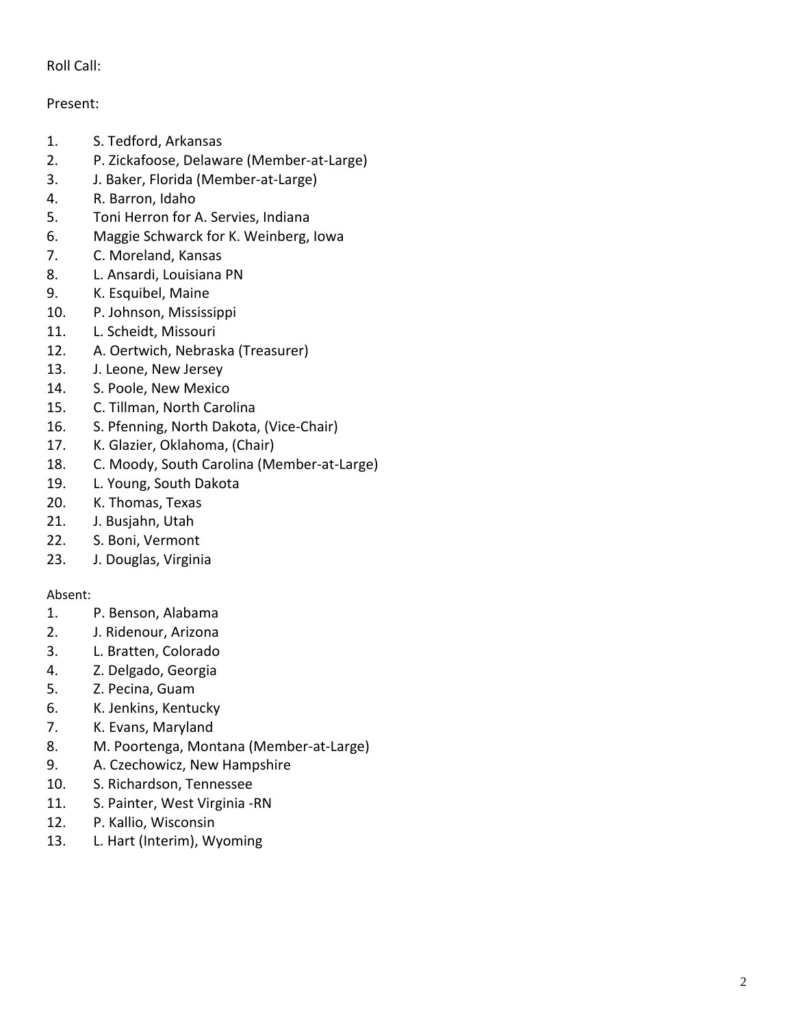Roll Call:

Present:

1. S. Tedford, Arkansas
2. P. Zickafoose, Delaware (Member-at-Large)
3. J. Baker, Florida (Member-at-Large)
4. R. Barron, Idaho
5. Toni Herron for A. Servies, Indiana
6. Maggie Schwarck for K. Weinberg, Iowa
7. C. Moreland, Kansas
8. L. Ansardi, Louisiana PN
9. K. Esquibel, Maine
10. P. Johnson, Mississippi
11. L. Scheidt, Missouri
12. A. Oertwich, Nebraska (Treasurer)
13. J. Leone, New Jersey
14. S. Poole, New Mexico
15. C. Tillman, North Carolina
16. S. Pfenning, North Dakota, (Vice-Chair)
17. K. Glazier, Oklahoma, (Chair)
18. C. Moody, South Carolina (Member-at-Large)
19. L. Young, South Dakota
20. K. Thomas, Texas
21. J. Busjahn, Utah
22. S. Boni, Vermont
23. J. Douglas, Virginia

Absent:

1. P. Benson, Alabama
2. J. Ridenour, Arizona
3. L. Bratten, Colorado
4. Z. Delgado, Georgia
5. Z. Pecina, Guam
6. K. Jenkins, Kentucky
7. K. Evans, Maryland
8. M. Poortenga, Montana (Member-at-Large)
9. A. Czechowicz, New Hampshire
10. S. Richardson, Tennessee
11. S. Painter, West Virginia -RN
12. P. Kallio, Wisconsin
13. L. Hart (Interim), Wyoming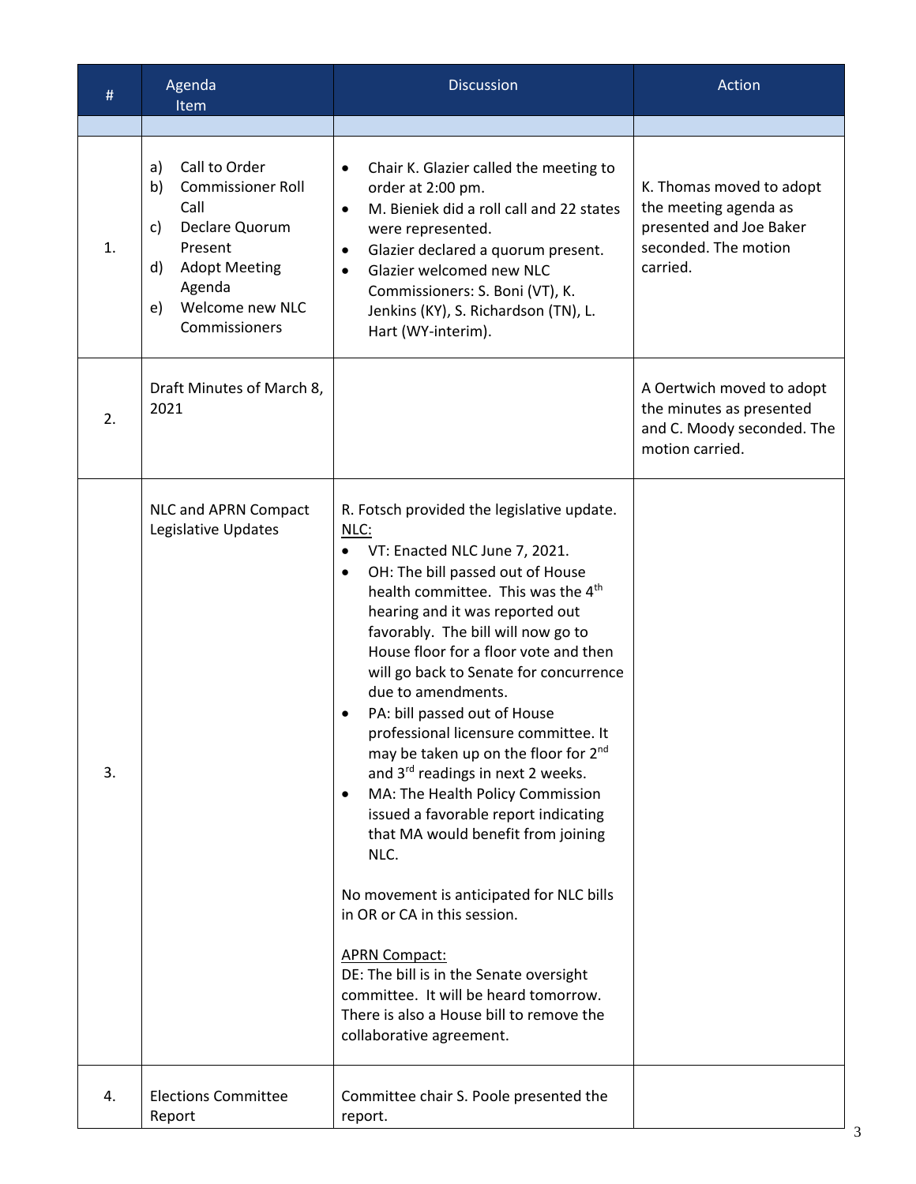| # | Agenda Item | Discussion | Action |
|---|---|---|---|
| | | | |
| 1. | a) Call to Order<br>b) Commissioner Roll Call<br>c) Declare Quorum Present<br>d) Adopt Meeting Agenda<br>e) Welcome new NLC Commissioners | • Chair K. Glazier called the meeting to order at 2:00 pm.<br>• M. Bieniek did a roll call and 22 states were represented.<br>• Glazier declared a quorum present.<br>• Glazier welcomed new NLC Commissioners: S. Boni (VT), K. Jenkins (KY), S. Richardson (TN), L. Hart (WY-interim). | K. Thomas moved to adopt the meeting agenda as presented and Joe Baker seconded. The motion carried. |
| 2. | Draft Minutes of March 8, 2021 | | A Oertwich moved to adopt the minutes as presented and C. Moody seconded. The motion carried. |
| 3. | NLC and APRN Compact Legislative Updates | R. Fotsch provided the legislative update.<br>NLC:<br>• VT: Enacted NLC June 7, 2021.<br>• OH: The bill passed out of House health committee. This was the 4th hearing and it was reported out favorably. The bill will now go to House floor for a floor vote and then will go back to Senate for concurrence due to amendments.<br>• PA: bill passed out of House professional licensure committee. It may be taken up on the floor for 2nd and 3rd readings in next 2 weeks.<br>• MA: The Health Policy Commission issued a favorable report indicating that MA would benefit from joining NLC.<br><br>No movement is anticipated for NLC bills in OR or CA in this session.<br><br>APRN Compact:<br>DE: The bill is in the Senate oversight committee. It will be heard tomorrow. There is also a House bill to remove the collaborative agreement. | |
| 4. | Elections Committee Report | Committee chair S. Poole presented the report. | |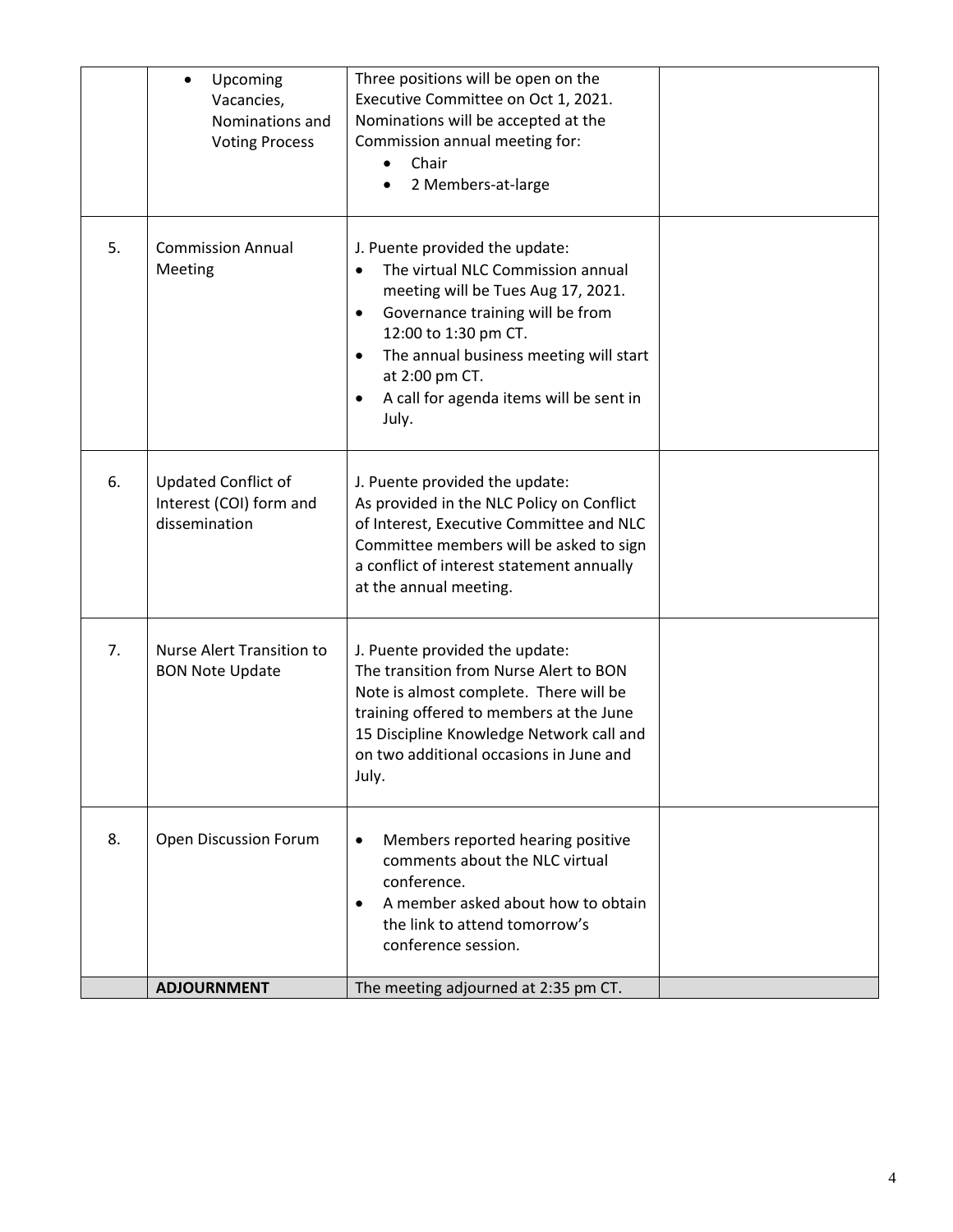| | | | |
|---|---|---|---|
| | • Upcoming Vacancies, Nominations and Voting Process | Three positions will be open on the Executive Committee on Oct 1, 2021. Nominations will be accepted at the Commission annual meeting for:<br>• Chair<br>• 2 Members-at-large | |
| 5. | Commission Annual Meeting | J. Puente provided the update:<br>• The virtual NLC Commission annual meeting will be Tues Aug 17, 2021.<br>• Governance training will be from 12:00 to 1:30 pm CT.<br>• The annual business meeting will start at 2:00 pm CT.<br>• A call for agenda items will be sent in July. | |
| 6. | Updated Conflict of Interest (COI) form and dissemination | J. Puente provided the update:<br>As provided in the NLC Policy on Conflict of Interest, Executive Committee and NLC Committee members will be asked to sign a conflict of interest statement annually at the annual meeting. | |
| 7. | Nurse Alert Transition to BON Note Update | J. Puente provided the update:<br>The transition from Nurse Alert to BON Note is almost complete. There will be training offered to members at the June 15 Discipline Knowledge Network call and on two additional occasions in June and July. | |
| 8. | Open Discussion Forum | • Members reported hearing positive comments about the NLC virtual conference.<br>• A member asked about how to obtain the link to attend tomorrow's conference session. | |
| | **ADJOURNMENT** | The meeting adjourned at 2:35 pm CT. | |